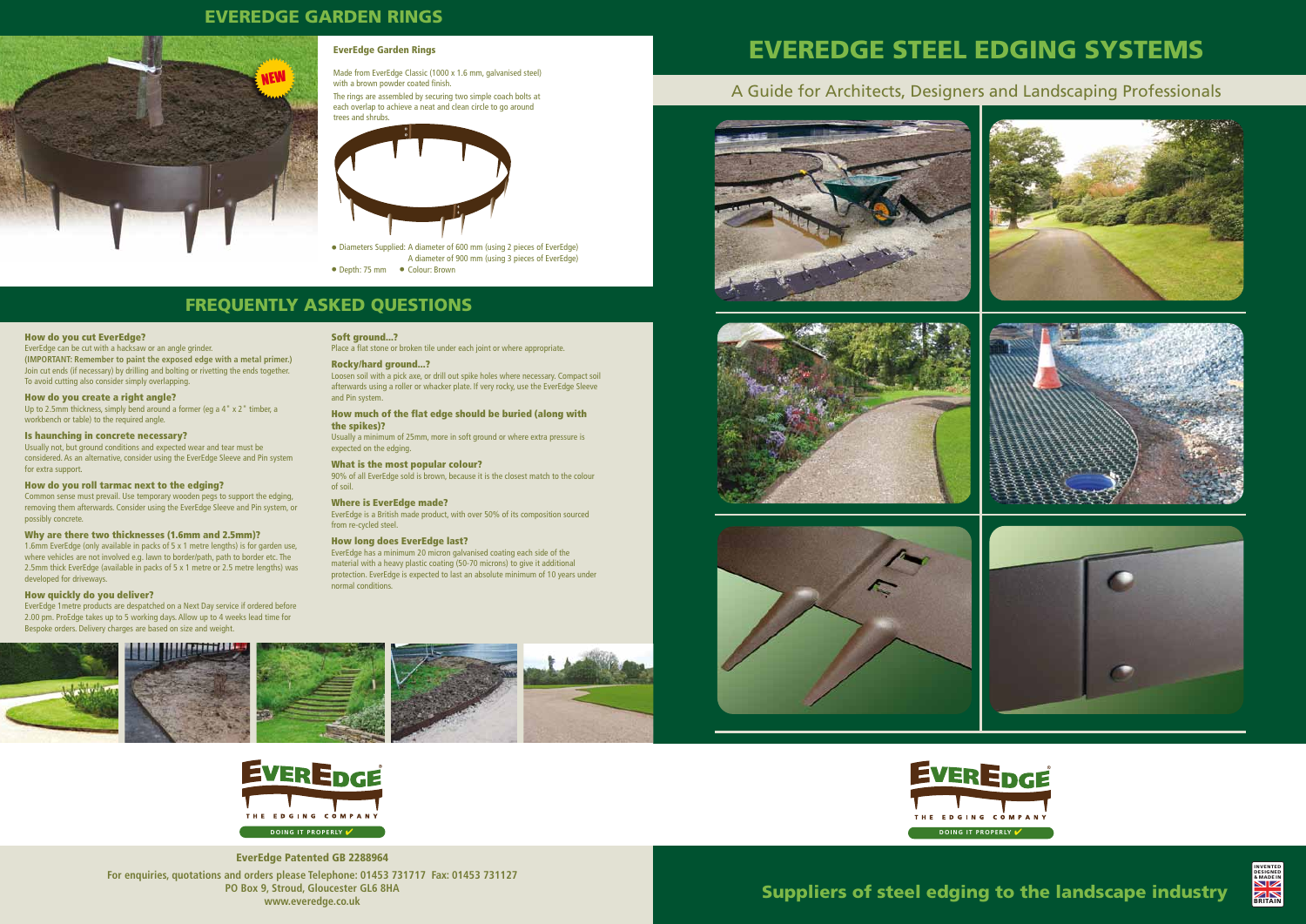## EVEREDGE GARDEN RINGS

NEW

### EverEdge Garden Rings

Made from EverEdge Classic (1000 x 1.6 mm, galvanised steel) with a brown powder coated finish.

The rings are assembled by securing two simple coach bolts at each overlap to achieve a neat and clean circle to go around trees and shrubs.

- Diameters Supplied: A diameter of 600 mm (using 2 pieces of EverEdge)
  A diameter of 900 mm (using 3 pieces of EverEdge)
- Depth: 75 mm
- Colour: Brown

## FREQUENTLY ASKED QUESTIONS

### How do you cut EverEdge?

EverEdge can be cut with a hacksaw or an angle grinder.
**(IMPORTANT: Remember to paint the exposed edge with a metal primer.)**
Join cut ends (if necessary) by drilling and bolting or rivetting the ends together.
To avoid cutting also consider simply overlapping.

### How do you create a right angle?

Up to 2.5mm thickness, simply bend around a former (eg a 4" x 2" timber, a workbench or table) to the required angle.

### Is haunching in concrete necessary?

Usually not, but ground conditions and expected wear and tear must be considered. As an alternative, consider using the EverEdge Sleeve and Pin system for extra support.

### How do you roll tarmac next to the edging?

Common sense must prevail. Use temporary wooden pegs to support the edging, removing them afterwards. Consider using the EverEdge Sleeve and Pin system, or possibly concrete.

### Why are there two thicknesses (1.6mm and 2.5mm)?

1.6mm EverEdge (only available in packs of 5 x 1 metre lengths) is for garden use, where vehicles are not involved e.g. lawn to border/path, path to border etc. The 2.5mm thick EverEdge (available in packs of 5 x 1 metre or 2.5 metre lengths) was developed for driveways.

### How quickly do you deliver?

EverEdge 1metre products are despatched on a Next Day service if ordered before 2.00 pm. ProEdge takes up to 5 working days. Allow up to 4 weeks lead time for Bespoke orders. Delivery charges are based on size and weight.

### Soft ground...?

Place a flat stone or broken tile under each joint or where appropriate.

### Rocky/hard ground...?

Loosen soil with a pick axe, or drill out spike holes where necessary. Compact soil afterwards using a roller or whacker plate. If very rocky, use the EverEdge Sleeve and Pin system.

### How much of the flat edge should be buried (along with the spikes)?

Usually a minimum of 25mm, more in soft ground or where extra pressure is expected on the edging.

### What is the most popular colour?

90% of all EverEdge sold is brown, because it is the closest match to the colour of soil.

### Where is EverEdge made?

EverEdge is a British made product, with over 50% of its composition sourced from re-cycled steel.

### How long does EverEdge last?

EverEdge has a minimum 20 micron galvanised coating each side of the material with a heavy plastic coating (50-70 microns) to give it additional protection. EverEdge is expected to last an absolute minimum of 10 years under normal conditions.

EVEREDGE® THE EDGING COMPANY — DOING IT PROPERLY ✔

**EverEdge Patented GB 2288964**

**For enquiries, quotations and orders please Telephone: 01453 731717 Fax: 01453 731127**
**PO Box 9, Stroud, Gloucester GL6 8HA**
**www.everedge.co.uk**

# EVEREDGE STEEL EDGING SYSTEMS

## A Guide for Architects, Designers and Landscaping Professionals

EVEREDGE® THE EDGING COMPANY — DOING IT PROPERLY ✔

## Suppliers of steel edging to the landscape industry

INVENTED DESIGNED & MADE IN BRITAIN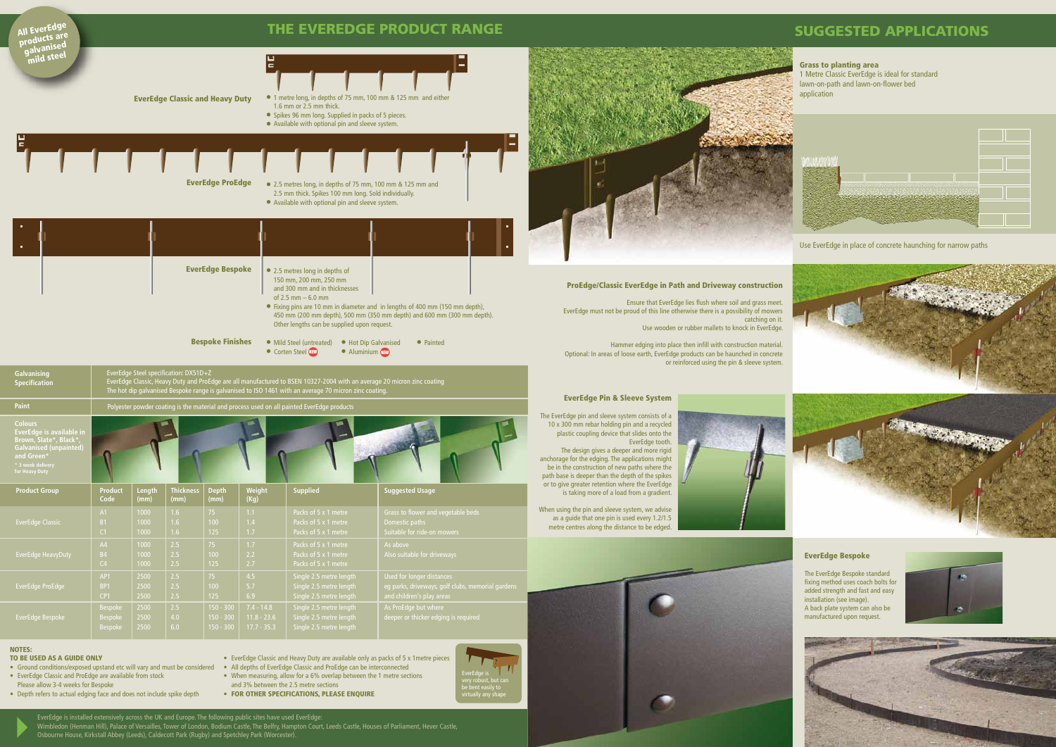All EverEdge products are galvanised mild steel

# THE EVEREDGE PRODUCT RANGE

**EverEdge Classic and Heavy Duty**

- 1 metre long, in depths of 75 mm, 100 mm & 125 mm and either 1.6 mm or 2.5 mm thick.
- Spikes 96 mm long. Supplied in packs of 5 pieces.
- Available with optional pin and sleeve system.

**EverEdge ProEdge**

- 2.5 metres long, in depths of 75 mm, 100 mm & 125 mm and 2.5 mm thick. Spikes 100 mm long. Sold individually.
- Available with optional pin and sleeve system.

**EverEdge Bespoke**

- 2.5 metres long in depths of 150 mm, 200 mm, 250 mm and 300 mm and in thicknesses of 2.5 mm – 6.0 mm
- Fixing pins are 10 mm in diameter and in lengths of 400 mm (150 mm depth), 450 mm (200 mm depth), 500 mm (350 mm depth) and 600 mm (300 mm depth). Other lengths can be supplied upon request.

**Bespoke Finishes**

- Mild Steel (untreated)
- Hot Dip Galvanised
- Painted
- Corten Steel NEW
- Aluminium NEW

| | |
|---|---|
| **Galvanising Specification** | EverEdge Steel specification: DX51D+Z<br>EverEdge Classic, Heavy Duty and ProEdge are all manufactured to BSEN 10327-2004 with an average 20 micron zinc coating<br>The hot dip galvanised Bespoke range is galvanised to ISO 1461 with an average 70 micron zinc coating. |
| **Paint** | Polyester powder coating is the material and process used on all painted EverEdge products |
| **Colours** EverEdge is available in Brown, Slate*, Black*, Galvanised (unpainted) and Green*<br>* 3 week delivery for Heavy Duty | |

| Product Group | Product Code | Length (mm) | Thickness (mm) | Depth (mm) | Weight (Kg) | Supplied | Suggested Usage |
|---|---|---|---|---|---|---|---|
| EverEdge Classic | A1 | 1000 | 1.6 | 75 | 1.1 | Packs of 5 x 1 metre | Grass to flower and vegetable beds |
| | B1 | 1000 | 1.6 | 100 | 1.4 | Packs of 5 x 1 metre | Domestic paths |
| | C1 | 1000 | 1.6 | 125 | 1.7 | Packs of 5 x 1 metre | Suitable for ride-on mowers |
| EverEdge HeavyDuty | A4 | 1000 | 2.5 | 75 | 1.7 | Packs of 5 x 1 metre | As above |
| | B4 | 1000 | 2.5 | 100 | 2.2 | Packs of 5 x 1 metre | Also suitable for driveways |
| | C4 | 1000 | 2.5 | 125 | 2.7 | Packs of 5 x 1 metre | |
| EverEdge ProEdge | AP1 | 2500 | 2.5 | 75 | 4.5 | Single 2.5 metre length | Used for longer distances |
| | BP1 | 2500 | 2.5 | 100 | 5.7 | Single 2.5 metre length | eg parks, driveways, golf clubs, memorial gardens |
| | CP1 | 2500 | 2.5 | 125 | 6.9 | Single 2.5 metre length | and children's play areas |
| EverEdge Bespoke | Bespoke | 2500 | 2.5 | 150 - 300 | 7.4 - 14.8 | Single 2.5 metre length | As ProEdge but where |
| | Bespoke | 2500 | 4.0 | 150 - 300 | 11.8 - 23.6 | Single 2.5 metre length | deeper or thicker edging is required |
| | Bespoke | 2500 | 6.0 | 150 - 300 | 17.7 - 35.3 | Single 2.5 metre length | |

**NOTES:**
**TO BE USED AS A GUIDE ONLY**

- Ground conditions/exposed upstand etc will vary and must be considered
- EverEdge Classic and ProEdge are available from stock. Please allow 3-4 weeks for Bespoke
- Depth refers to actual edging face and does not include spike depth
- EverEdge Classic and Heavy Duty are available only as packs of 5 x 1metre pieces
- All depths of EverEdge Classic and ProEdge can be interconnected
- When measuring, allow for a 6% overlap between the 1 metre sections and 3% between the 2.5 metre sections
- **FOR OTHER SPECIFICATIONS, PLEASE ENQUIRE**

EverEdge is very robust, but can be bent easily to virtually any shape

EverEdge is installed extensively across the UK and Europe. The following public sites have used EverEdge: Wimbledon (Henman Hill), Palace of Versailles, Tower of London, Bodium Castle, The Belfry, Hampton Court, Leeds Castle, Houses of Parliament, Hever Castle, Osbourne House, Kirkstall Abbey (Leeds), Caldecott Park (Rugby) and Spetchley Park (Worcester).

# SUGGESTED APPLICATIONS

**Grass to planting area**
1 Metre Classic EverEdge is ideal for standard lawn-on-path and lawn-on-flower bed application

Use EverEdge in place of concrete haunching for narrow paths

### ProEdge/Classic EverEdge in Path and Driveway construction

Ensure that EverEdge lies flush where soil and grass meet. EverEdge must not be proud of this line otherwise there is a possibility of mowers catching on it. Use wooden or rubber mallets to knock in EverEdge.

Hammer edging into place then infill with construction material. Optional: In areas of loose earth, EverEdge products can be haunched in concrete or reinforced using the pin & sleeve system.

### EverEdge Pin & Sleeve System

The EverEdge pin and sleeve system consists of a 10 x 300 mm rebar holding pin and a recycled plastic coupling device that slides onto the EverEdge tooth.
The design gives a deeper and more rigid anchorage for the edging. The applications might be in the construction of new paths where the path base is deeper than the depth of the spikes or to give greater retention where the EverEdge is taking more of a load from a gradient.

When using the pin and sleeve system, we advise as a guide that one pin is used every 1.2/1.5 metre centres along the distance to be edged.

### EverEdge Bespoke

The EverEdge Bespoke standard fixing method uses coach bolts for added strength and fast and easy installation (see image).
A back plate system can also be manufactured upon request.